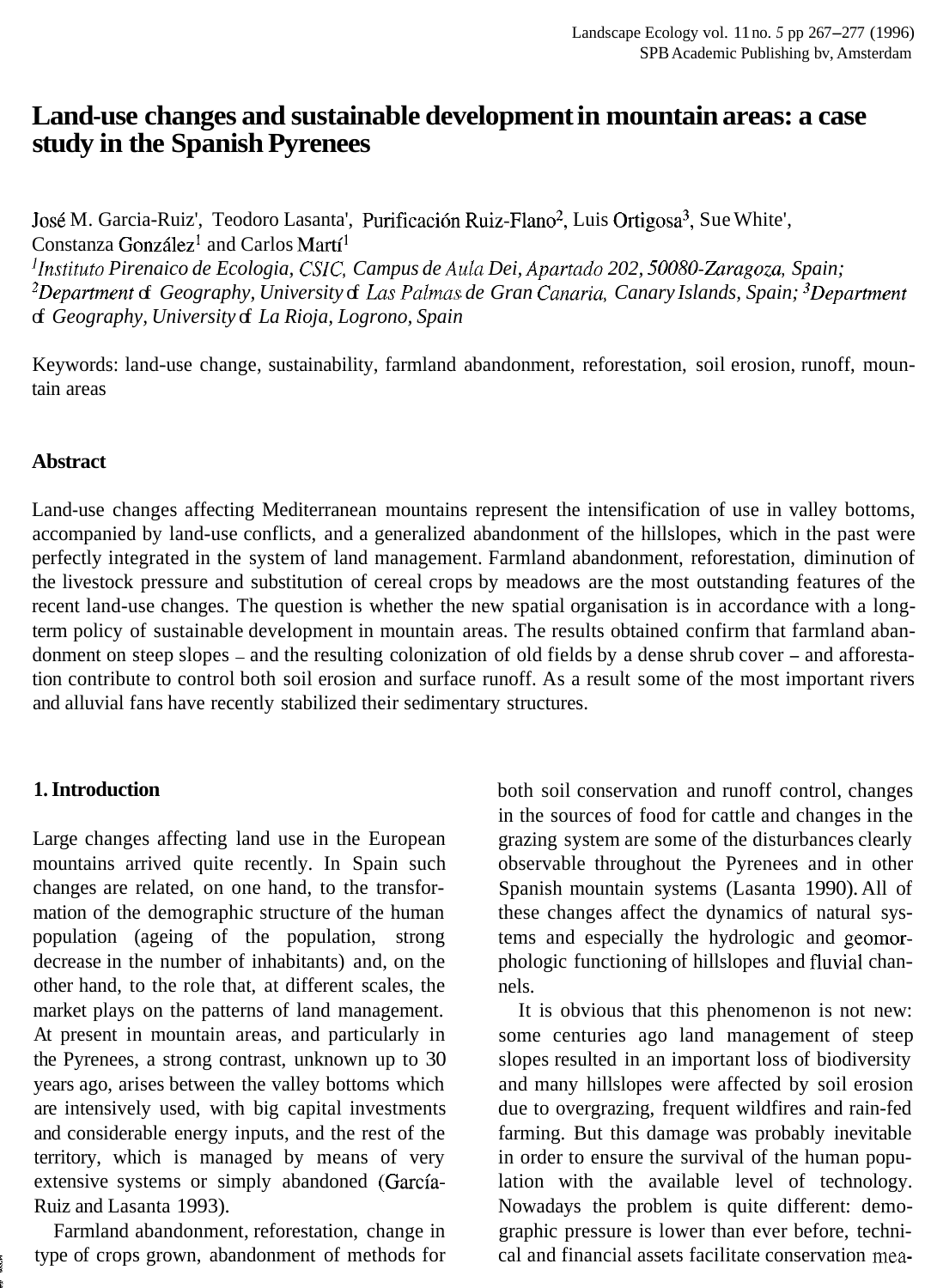# Land-use changes and sustainable development in mountain areas: a case study in the Spanish Pyrenees

José M. Garcia-Ruiz[1], Teodoro Lasanta[1], Purificación Ruiz-Flano[2], Luis Ortigosa[3], Sue White[1], Constanza González[1] and Carlos Martí[1]

[1]*Instituto Pirenaico de Ecologia, CSIC, Campus de Aula Dei, Apartado 202, 50080-Zaragoza, Spain;* [2]*Department of Geography, University of Las Palmas de Gran Canaria, Canary Islands, Spain;* [3]*Department of Geography, University of La Rioja, Logrono, Spain*

Keywords: land-use change, sustainability, farmland abandonment, reforestation, soil erosion, runoff, mountain areas

## Abstract

Land-use changes affecting Mediterranean mountains represent the intensification of use in valley bottoms, accompanied by land-use conflicts, and a generalized abandonment of the hillslopes, which in the past were perfectly integrated in the system of land management. Farmland abandonment, reforestation, diminution of the livestock pressure and substitution of cereal crops by meadows are the most outstanding features of the recent land-use changes. The question is whether the new spatial organisation is in accordance with a long-term policy of sustainable development in mountain areas. The results obtained confirm that farmland abandonment on steep slopes – and the resulting colonization of old fields by a dense shrub cover – and afforestation contribute to control both soil erosion and surface runoff. As a result some of the most important rivers and alluvial fans have recently stabilized their sedimentary structures.

## 1. Introduction

Large changes affecting land use in the European mountains arrived quite recently. In Spain such changes are related, on one hand, to the transformation of the demographic structure of the human population (ageing of the population, strong decrease in the number of inhabitants) and, on the other hand, to the role that, at different scales, the market plays on the patterns of land management. At present in mountain areas, and particularly in the Pyrenees, a strong contrast, unknown up to 30 years ago, arises between the valley bottoms which are intensively used, with big capital investments and considerable energy inputs, and the rest of the territory, which is managed by means of very extensive systems or simply abandoned (García-Ruiz and Lasanta 1993).

Farmland abandonment, reforestation, change in type of crops grown, abandonment of methods for both soil conservation and runoff control, changes in the sources of food for cattle and changes in the grazing system are some of the disturbances clearly observable throughout the Pyrenees and in other Spanish mountain systems (Lasanta 1990). All of these changes affect the dynamics of natural systems and especially the hydrologic and geomorphologic functioning of hillslopes and fluvial channels.

It is obvious that this phenomenon is not new: some centuries ago land management of steep slopes resulted in an important loss of biodiversity and many hillslopes were affected by soil erosion due to overgrazing, frequent wildfires and rain-fed farming. But this damage was probably inevitable in order to ensure the survival of the human population with the available level of technology. Nowadays the problem is quite different: demographic pressure is lower than ever before, technical and financial assets facilitate conservation mea-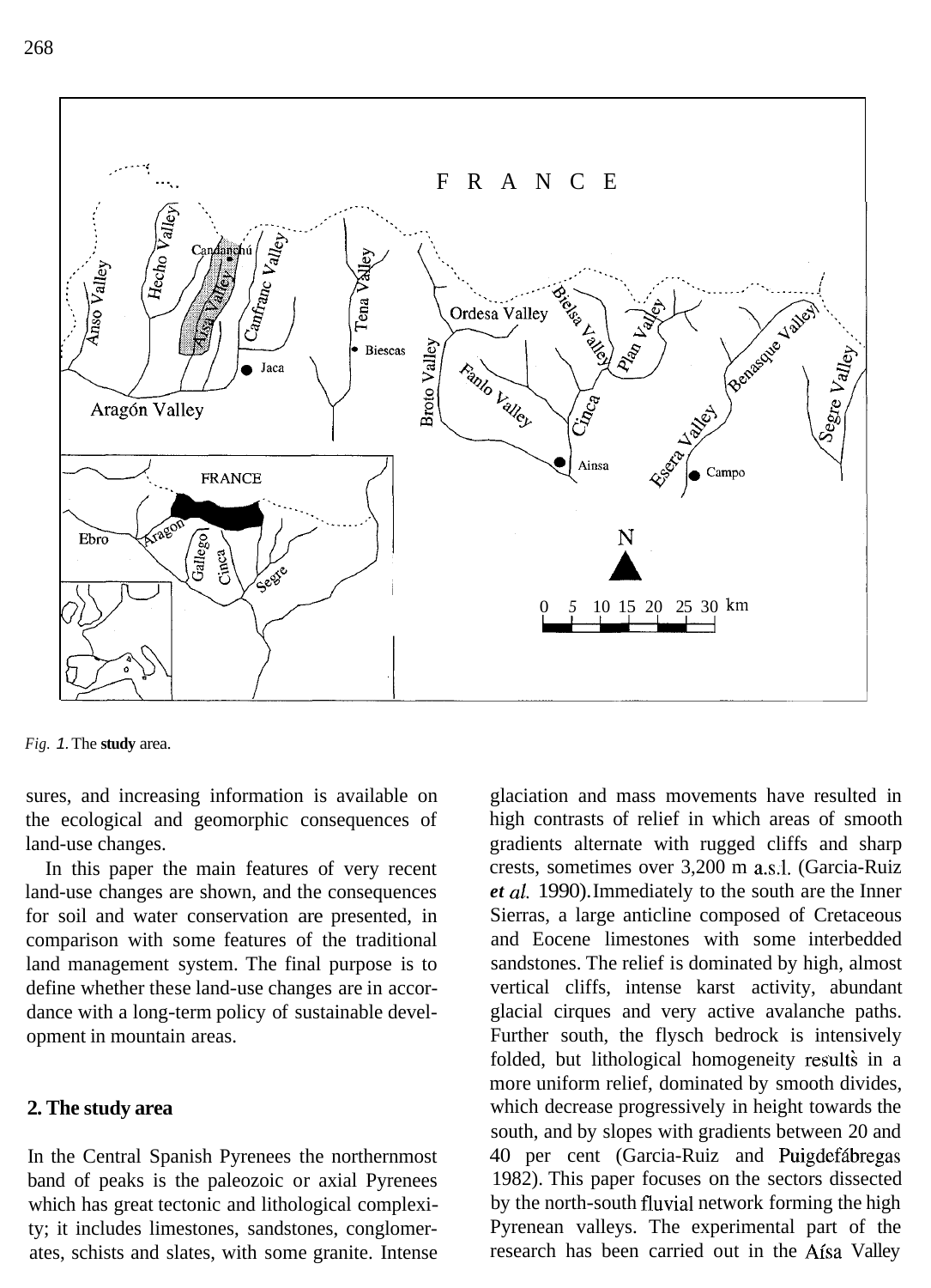*Fig. 1*. The **study** area.

sures, and increasing information is available on the ecological and geomorphic consequences of land-use changes.

In this paper the main features of very recent land-use changes are shown, and the consequences for soil and water conservation are presented, in comparison with some features of the traditional land management system. The final purpose is to define whether these land-use changes are in accordance with a long-term policy of sustainable development in mountain areas.

## 2. The study area

In the Central Spanish Pyrenees the northernmost band of peaks is the paleozoic or axial Pyrenees which has great tectonic and lithological complexity; it includes limestones, sandstones, conglomerates, schists and slates, with some granite. Intense glaciation and mass movements have resulted in high contrasts of relief in which areas of smooth gradients alternate with rugged cliffs and sharp crests, sometimes over 3,200 m a.s.l. (Garcia-Ruiz *et al.* 1990). Immediately to the south are the Inner Sierras, a large anticline composed of Cretaceous and Eocene limestones with some interbedded sandstones. The relief is dominated by high, almost vertical cliffs, intense karst activity, abundant glacial cirques and very active avalanche paths. Further south, the flysch bedrock is intensively folded, but lithological homogeneity results in a more uniform relief, dominated by smooth divides, which decrease progressively in height towards the south, and by slopes with gradients between 20 and 40 per cent (Garcia-Ruiz and Puigdefábregas 1982). This paper focuses on the sectors dissected by the north-south fluvial network forming the high Pyrenean valleys. The experimental part of the research has been carried out in the Aísa Valley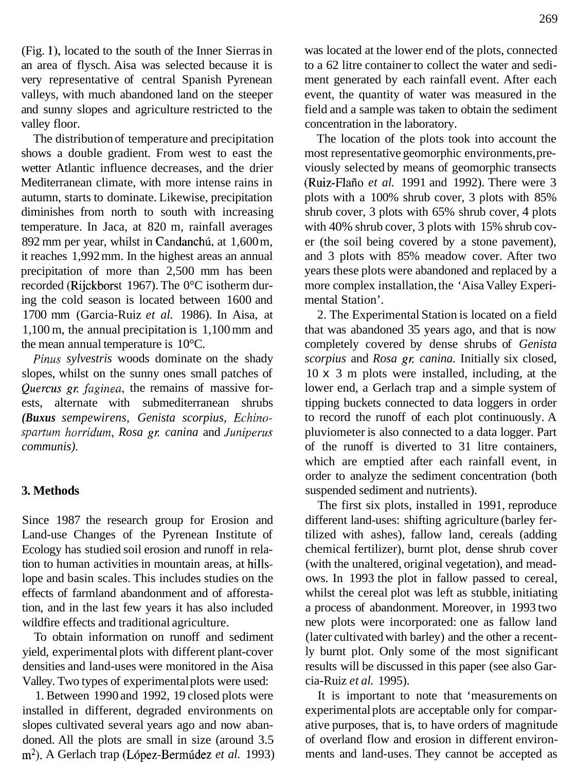(Fig. 1), located to the south of the Inner Sierras in an area of flysch. Aisa was selected because it is very representative of central Spanish Pyrenean valleys, with much abandoned land on the steeper and sunny slopes and agriculture restricted to the valley floor.

The distribution of temperature and precipitation shows a double gradient. From west to east the wetter Atlantic influence decreases, and the drier Mediterranean climate, with more intense rains in autumn, starts to dominate. Likewise, precipitation diminishes from north to south with increasing temperature. In Jaca, at 820 m, rainfall averages 892 mm per year, whilst in Candanchú, at 1,600 m, it reaches 1,992 mm. In the highest areas an annual precipitation of more than 2,500 mm has been recorded (Rijckborst 1967). The 0°C isotherm during the cold season is located between 1600 and 1700 mm (Garcia-Ruiz *et al.* 1986). In Aisa, at 1,100 m, the annual precipitation is 1,100 mm and the mean annual temperature is 10°C.

*Pinus sylvestris* woods dominate on the shady slopes, whilst on the sunny ones small patches of *Quercus gr. faginea*, the remains of massive forests, alternate with submediterranean shrubs (***Buxus*** *sempewirens, Genista scorpius, Echinospartum horridum, Rosa gr. canina* and *Juniperus communis).*

## 3. Methods

Since 1987 the research group for Erosion and Land-use Changes of the Pyrenean Institute of Ecology has studied soil erosion and runoff in relation to human activities in mountain areas, at hillslope and basin scales. This includes studies on the effects of farmland abandonment and of afforestation, and in the last few years it has also included wildfire effects and traditional agriculture.

To obtain information on runoff and sediment yield, experimental plots with different plant-cover densities and land-uses were monitored in the Aisa Valley. Two types of experimental plots were used:

1. Between 1990 and 1992, 19 closed plots were installed in different, degraded environments on slopes cultivated several years ago and now abandoned. All the plots are small in size (around 3.5 $m^2$). A Gerlach trap (López-Bermúdez *et al.* 1993) was located at the lower end of the plots, connected to a 62 litre container to collect the water and sediment generated by each rainfall event. After each event, the quantity of water was measured in the field and a sample was taken to obtain the sediment concentration in the laboratory.

The location of the plots took into account the most representative geomorphic environments, previously selected by means of geomorphic transects (Ruiz-Flaño *et al.* 1991 and 1992). There were 3 plots with a 100% shrub cover, 3 plots with 85% shrub cover, 3 plots with 65% shrub cover, 4 plots with 40% shrub cover, 3 plots with 15% shrub cover (the soil being covered by a stone pavement), and 3 plots with 85% meadow cover. After two years these plots were abandoned and replaced by a more complex installation, the 'Aisa Valley Experimental Station'.

2. The Experimental Station is located on a field that was abandoned 35 years ago, and that is now completely covered by dense shrubs of *Genista scorpius* and *Rosa gr. canina.* Initially six closed, 10 x 3 m plots were installed, including, at the lower end, a Gerlach trap and a simple system of tipping buckets connected to data loggers in order to record the runoff of each plot continuously. A pluviometer is also connected to a data logger. Part of the runoff is diverted to 31 litre containers, which are emptied after each rainfall event, in order to analyze the sediment concentration (both suspended sediment and nutrients).

The first six plots, installed in 1991, reproduce different land-uses: shifting agriculture (barley fertilized with ashes), fallow land, cereals (adding chemical fertilizer), burnt plot, dense shrub cover (with the unaltered, original vegetation), and meadows. In 1993 the plot in fallow passed to cereal, whilst the cereal plot was left as stubble, initiating a process of abandonment. Moreover, in 1993 two new plots were incorporated: one as fallow land (later cultivated with barley) and the other a recently burnt plot. Only some of the most significant results will be discussed in this paper (see also Garcia-Ruiz *et al.* 1995).

It is important to note that 'measurements on experimental plots are acceptable only for comparative purposes, that is, to have orders of magnitude of overland flow and erosion in different environments and land-uses. They cannot be accepted as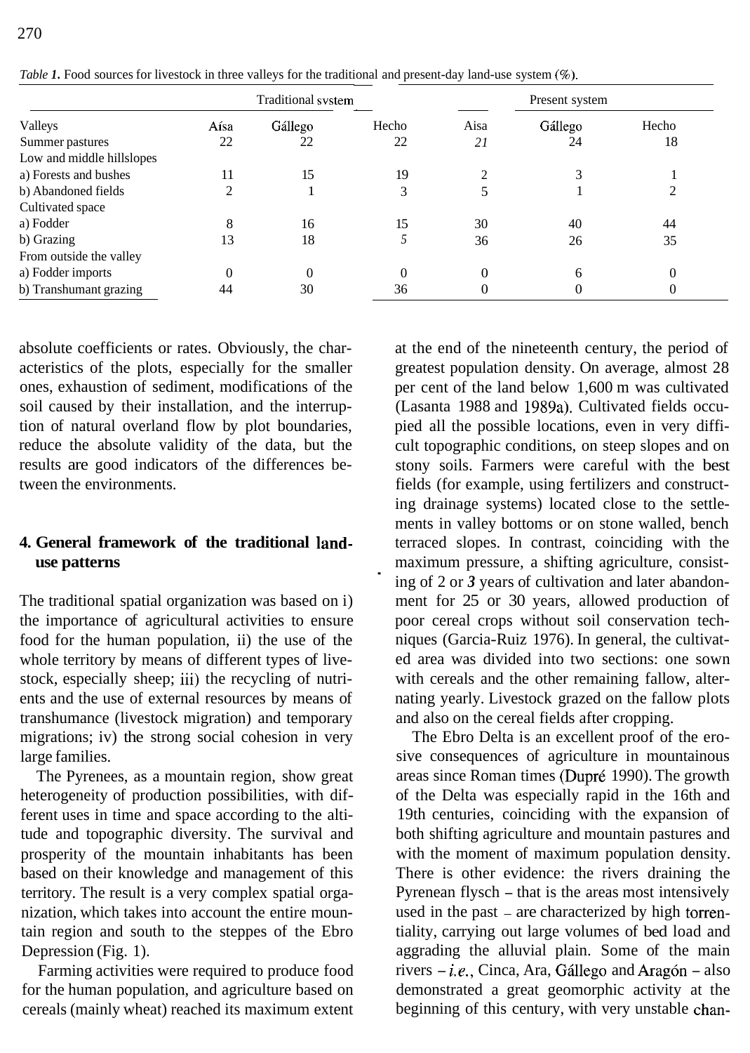*Table 1.* Food sources for livestock in three valleys for the traditional and present-day land-use system (%).

| | Traditional system | | | Present system | | |
|---|---|---|---|---|---|---|
| Valleys | Aísa | Gállego | Hecho | Aisa | Gállego | Hecho |
| Summer pastures | 22 | 22 | 22 | 21 | 24 | 18 |
| Low and middle hillslopes | | | | | | |
| a) Forests and bushes | 11 | 15 | 19 | 2 | 3 | 1 |
| b) Abandoned fields | 2 | 1 | 3 | 5 | 1 | 2 |
| Cultivated space | | | | | | |
| a) Fodder | 8 | 16 | 15 | 30 | 40 | 44 |
| b) Grazing | 13 | 18 | 5 | 36 | 26 | 35 |
| From outside the valley | | | | | | |
| a) Fodder imports | 0 | 0 | 0 | 0 | 6 | 0 |
| b) Transhumant grazing | 44 | 30 | 36 | 0 | 0 | 0 |

absolute coefficients or rates. Obviously, the characteristics of the plots, especially for the smaller ones, exhaustion of sediment, modifications of the soil caused by their installation, and the interruption of natural overland flow by plot boundaries, reduce the absolute validity of the data, but the results are good indicators of the differences between the environments.

## 4. General framework of the traditional land-use patterns

The traditional spatial organization was based on i) the importance of agricultural activities to ensure food for the human population, ii) the use of the whole territory by means of different types of livestock, especially sheep; iii) the recycling of nutrients and the use of external resources by means of transhumance (livestock migration) and temporary migrations; iv) the strong social cohesion in very large families.

The Pyrenees, as a mountain region, show great heterogeneity of production possibilities, with different uses in time and space according to the altitude and topographic diversity. The survival and prosperity of the mountain inhabitants has been based on their knowledge and management of this territory. The result is a very complex spatial organization, which takes into account the entire mountain region and south to the steppes of the Ebro Depression (Fig. 1).

Farming activities were required to produce food for the human population, and agriculture based on cereals (mainly wheat) reached its maximum extent at the end of the nineteenth century, the period of greatest population density. On average, almost 28 per cent of the land below 1,600 m was cultivated (Lasanta 1988 and 1989a). Cultivated fields occupied all the possible locations, even in very difficult topographic conditions, on steep slopes and on stony soils. Farmers were careful with the best fields (for example, using fertilizers and constructing drainage systems) located close to the settlements in valley bottoms or on stone walled, bench terraced slopes. In contrast, coinciding with the maximum pressure, a shifting agriculture, consisting of 2 or 3 years of cultivation and later abandonment for 25 or 30 years, allowed production of poor cereal crops without soil conservation techniques (Garcia-Ruiz 1976). In general, the cultivated area was divided into two sections: one sown with cereals and the other remaining fallow, alternating yearly. Livestock grazed on the fallow plots and also on the cereal fields after cropping.

The Ebro Delta is an excellent proof of the erosive consequences of agriculture in mountainous areas since Roman times (Dupré 1990). The growth of the Delta was especially rapid in the 16th and 19th centuries, coinciding with the expansion of both shifting agriculture and mountain pastures and with the moment of maximum population density. There is other evidence: the rivers draining the Pyrenean flysch – that is the areas most intensively used in the past – are characterized by high torrentiality, carrying out large volumes of bed load and aggrading the alluvial plain. Some of the main rivers – *i.e.*, Cinca, Ara, Gállego and Aragón – also demonstrated a great geomorphic activity at the beginning of this century, with very unstable chan-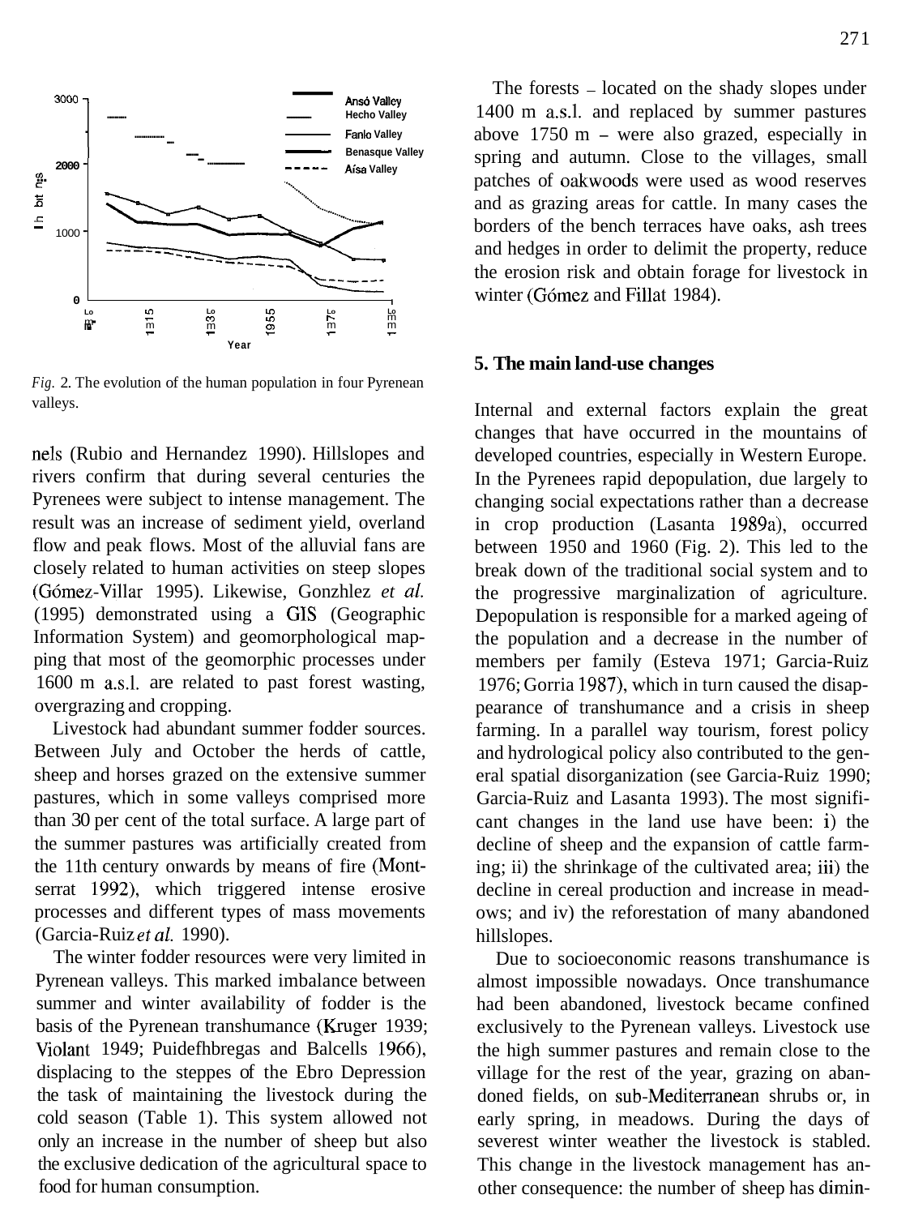Fig. 2. The evolution of the human population in four Pyrenean valleys.

nels (Rubio and Hernandez 1990). Hillslopes and rivers confirm that during several centuries the Pyrenees were subject to intense management. The result was an increase of sediment yield, overland flow and peak flows. Most of the alluvial fans are closely related to human activities on steep slopes (Gómez-Villar 1995). Likewise, Gonzhlez *et al.* (1995) demonstrated using a GIS (Geographic Information System) and geomorphological mapping that most of the geomorphic processes under 1600 m a.s.l. are related to past forest wasting, overgrazing and cropping.

Livestock had abundant summer fodder sources. Between July and October the herds of cattle, sheep and horses grazed on the extensive summer pastures, which in some valleys comprised more than 30 per cent of the total surface. A large part of the summer pastures was artificially created from the 11th century onwards by means of fire (Montserrat 1992), which triggered intense erosive processes and different types of mass movements (Garcia-Ruiz *et al.* 1990).

The winter fodder resources were very limited in Pyrenean valleys. This marked imbalance between summer and winter availability of fodder is the basis of the Pyrenean transhumance (Kruger 1939; Violant 1949; Puidefhbregas and Balcells 1966), displacing to the steppes of the Ebro Depression the task of maintaining the livestock during the cold season (Table 1). This system allowed not only an increase in the number of sheep but also the exclusive dedication of the agricultural space to food for human consumption.

The forests – located on the shady slopes under 1400 m a.s.l. and replaced by summer pastures above 1750 m – were also grazed, especially in spring and autumn. Close to the villages, small patches of oakwoods were used as wood reserves and as grazing areas for cattle. In many cases the borders of the bench terraces have oaks, ash trees and hedges in order to delimit the property, reduce the erosion risk and obtain forage for livestock in winter (Gómez and Fillat 1984).

## 5. The main land-use changes

Internal and external factors explain the great changes that have occurred in the mountains of developed countries, especially in Western Europe. In the Pyrenees rapid depopulation, due largely to changing social expectations rather than a decrease in crop production (Lasanta 1989a), occurred between 1950 and 1960 (Fig. 2). This led to the break down of the traditional social system and to the progressive marginalization of agriculture. Depopulation is responsible for a marked ageing of the population and a decrease in the number of members per family (Esteva 1971; Garcia-Ruiz 1976; Gorria 1987), which in turn caused the disappearance of transhumance and a crisis in sheep farming. In a parallel way tourism, forest policy and hydrological policy also contributed to the general spatial disorganization (see Garcia-Ruiz 1990; Garcia-Ruiz and Lasanta 1993). The most significant changes in the land use have been: i) the decline of sheep and the expansion of cattle farming; ii) the shrinkage of the cultivated area; iii) the decline in cereal production and increase in meadows; and iv) the reforestation of many abandoned hillslopes.

Due to socioeconomic reasons transhumance is almost impossible nowadays. Once transhumance had been abandoned, livestock became confined exclusively to the Pyrenean valleys. Livestock use the high summer pastures and remain close to the village for the rest of the year, grazing on abandoned fields, on sub-Mediterranean shrubs or, in early spring, in meadows. During the days of severest winter weather the livestock is stabled. This change in the livestock management has another consequence: the number of sheep has dimin-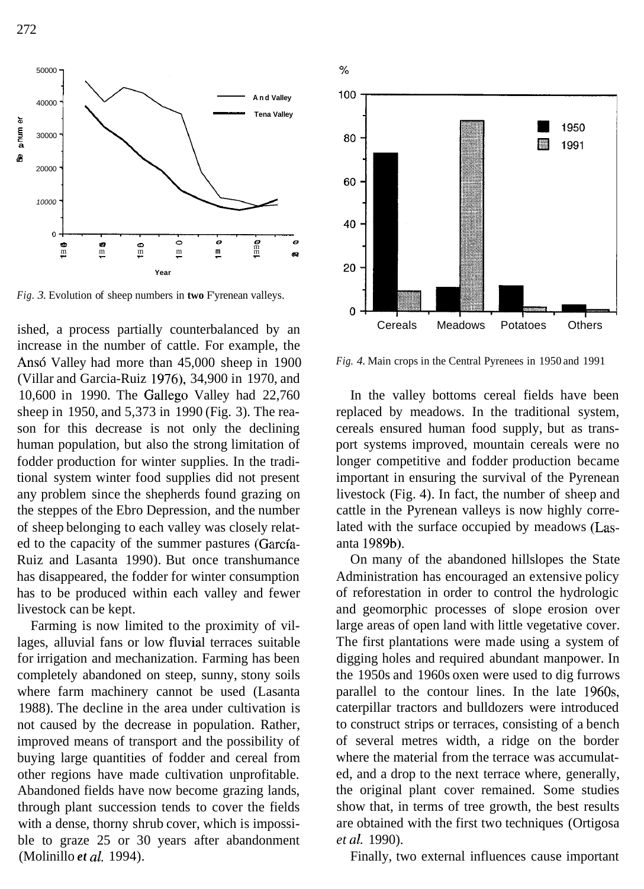*Fig. 3.* Evolution of sheep numbers in **two** F'yrenean valleys.

*Fig. 4.* Main crops in the Central Pyrenees in 1950 and 1991

ished, a process partially counterbalanced by an increase in the number of cattle. For example, the Ansó Valley had more than 45,000 sheep in 1900 (Villar and Garcia-Ruiz 1976), 34,900 in 1970, and 10,600 in 1990. The Gallego Valley had 22,760 sheep in 1950, and 5,373 in 1990 (Fig. 3). The reason for this decrease is not only the declining human population, but also the strong limitation of fodder production for winter supplies. In the traditional system winter food supplies did not present any problem since the shepherds found grazing on the steppes of the Ebro Depression, and the number of sheep belonging to each valley was closely related to the capacity of the summer pastures (García-Ruiz and Lasanta 1990). But once transhumance has disappeared, the fodder for winter consumption has to be produced within each valley and fewer livestock can be kept.

Farming is now limited to the proximity of villages, alluvial fans or low fluvial terraces suitable for irrigation and mechanization. Farming has been completely abandoned on steep, sunny, stony soils where farm machinery cannot be used (Lasanta 1988). The decline in the area under cultivation is not caused by the decrease in population. Rather, improved means of transport and the possibility of buying large quantities of fodder and cereal from other regions have made cultivation unprofitable. Abandoned fields have now become grazing lands, through plant succession tends to cover the fields with a dense, thorny shrub cover, which is impossible to graze 25 or 30 years after abandonment (Molinillo *et al.* 1994).

In the valley bottoms cereal fields have been replaced by meadows. In the traditional system, cereals ensured human food supply, but as transport systems improved, mountain cereals were no longer competitive and fodder production became important in ensuring the survival of the Pyrenean livestock (Fig. 4). In fact, the number of sheep and cattle in the Pyrenean valleys is now highly correlated with the surface occupied by meadows (Lasanta 1989b).

On many of the abandoned hillslopes the State Administration has encouraged an extensive policy of reforestation in order to control the hydrologic and geomorphic processes of slope erosion over large areas of open land with little vegetative cover. The first plantations were made using a system of digging holes and required abundant manpower. In the 1950s and 1960s oxen were used to dig furrows parallel to the contour lines. In the late 1960s, caterpillar tractors and bulldozers were introduced to construct strips or terraces, consisting of a bench of several metres width, a ridge on the border where the material from the terrace was accumulated, and a drop to the next terrace where, generally, the original plant cover remained. Some studies show that, in terms of tree growth, the best results are obtained with the first two techniques (Ortigosa *et al.* 1990).

Finally, two external influences cause important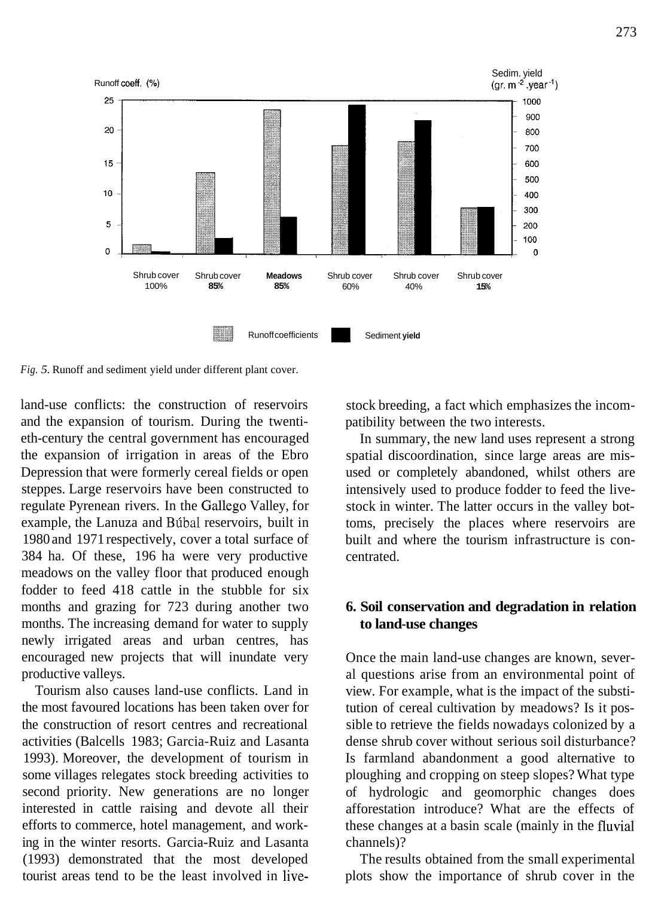*Fig. 5.* Runoff and sediment yield under different plant cover.

land-use conflicts: the construction of reservoirs and the expansion of tourism. During the twentieth-century the central government has encouraged the expansion of irrigation in areas of the Ebro Depression that were formerly cereal fields or open steppes. Large reservoirs have been constructed to regulate Pyrenean rivers. In the Gallego Valley, for example, the Lanuza and Búbal reservoirs, built in 1980 and 1971 respectively, cover a total surface of 384 ha. Of these, 196 ha were very productive meadows on the valley floor that produced enough fodder to feed 418 cattle in the stubble for six months and grazing for 723 during another two months. The increasing demand for water to supply newly irrigated areas and urban centres, has encouraged new projects that will inundate very productive valleys.

Tourism also causes land-use conflicts. Land in the most favoured locations has been taken over for the construction of resort centres and recreational activities (Balcells 1983; Garcia-Ruiz and Lasanta 1993). Moreover, the development of tourism in some villages relegates stock breeding activities to second priority. New generations are no longer interested in cattle raising and devote all their efforts to commerce, hotel management, and working in the winter resorts. Garcia-Ruiz and Lasanta (1993) demonstrated that the most developed tourist areas tend to be the least involved in livestock breeding, a fact which emphasizes the incompatibility between the two interests.

In summary, the new land uses represent a strong spatial discoordination, since large areas are misused or completely abandoned, whilst others are intensively used to produce fodder to feed the livestock in winter. The latter occurs in the valley bottoms, precisely the places where reservoirs are built and where the tourism infrastructure is concentrated.

## 6. Soil conservation and degradation in relation to land-use changes

Once the main land-use changes are known, several questions arise from an environmental point of view. For example, what is the impact of the substitution of cereal cultivation by meadows? Is it possible to retrieve the fields nowadays colonized by a dense shrub cover without serious soil disturbance? Is farmland abandonment a good alternative to ploughing and cropping on steep slopes? What type of hydrologic and geomorphic changes does afforestation introduce? What are the effects of these changes at a basin scale (mainly in the fluvial channels)?

The results obtained from the small experimental plots show the importance of shrub cover in the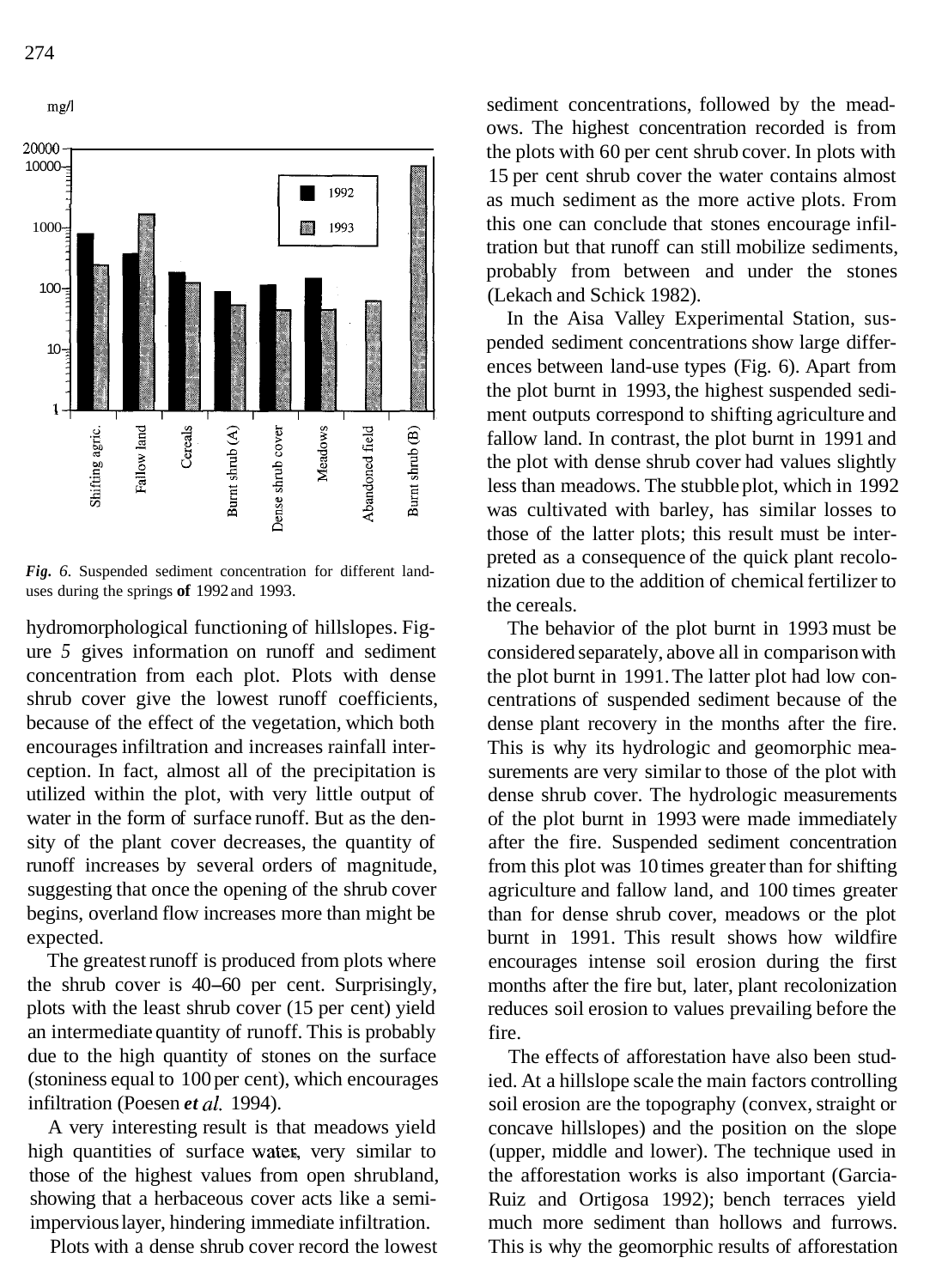*Fig. 6.* Suspended sediment concentration for different land-uses during the springs **of** 1992 and 1993.

hydromorphological functioning of hillslopes. Figure *5* gives information on runoff and sediment concentration from each plot. Plots with dense shrub cover give the lowest runoff coefficients, because of the effect of the vegetation, which both encourages infiltration and increases rainfall interception. In fact, almost all of the precipitation is utilized within the plot, with very little output of water in the form of surface runoff. But as the density of the plant cover decreases, the quantity of runoff increases by several orders of magnitude, suggesting that once the opening of the shrub cover begins, overland flow increases more than might be expected.

The greatest runoff is produced from plots where the shrub cover is 40–60 per cent. Surprisingly, plots with the least shrub cover (15 per cent) yield an intermediate quantity of runoff. This is probably due to the high quantity of stones on the surface (stoniness equal to 100 per cent), which encourages infiltration (Poesen *et al.* 1994).

A very interesting result is that meadows yield high quantities of surface water, very similar to those of the highest values from open shrubland, showing that a herbaceous cover acts like a semi-impervious layer, hindering immediate infiltration.

Plots with a dense shrub cover record the lowest sediment concentrations, followed by the meadows. The highest concentration recorded is from the plots with 60 per cent shrub cover. In plots with 15 per cent shrub cover the water contains almost as much sediment as the more active plots. From this one can conclude that stones encourage infiltration but that runoff can still mobilize sediments, probably from between and under the stones (Lekach and Schick 1982).

In the Aisa Valley Experimental Station, suspended sediment concentrations show large differences between land-use types (Fig. 6). Apart from the plot burnt in 1993, the highest suspended sediment outputs correspond to shifting agriculture and fallow land. In contrast, the plot burnt in 1991 and the plot with dense shrub cover had values slightly less than meadows. The stubble plot, which in 1992 was cultivated with barley, has similar losses to those of the latter plots; this result must be interpreted as a consequence of the quick plant recolonization due to the addition of chemical fertilizer to the cereals.

The behavior of the plot burnt in 1993 must be considered separately, above all in comparison with the plot burnt in 1991. The latter plot had low concentrations of suspended sediment because of the dense plant recovery in the months after the fire. This is why its hydrologic and geomorphic measurements are very similar to those of the plot with dense shrub cover. The hydrologic measurements of the plot burnt in 1993 were made immediately after the fire. Suspended sediment concentration from this plot was 10 times greater than for shifting agriculture and fallow land, and 100 times greater than for dense shrub cover, meadows or the plot burnt in 1991. This result shows how wildfire encourages intense soil erosion during the first months after the fire but, later, plant recolonization reduces soil erosion to values prevailing before the fire.

The effects of afforestation have also been studied. At a hillslope scale the main factors controlling soil erosion are the topography (convex, straight or concave hillslopes) and the position on the slope (upper, middle and lower). The technique used in the afforestation works is also important (Garcia-Ruiz and Ortigosa 1992); bench terraces yield much more sediment than hollows and furrows. This is why the geomorphic results of afforestation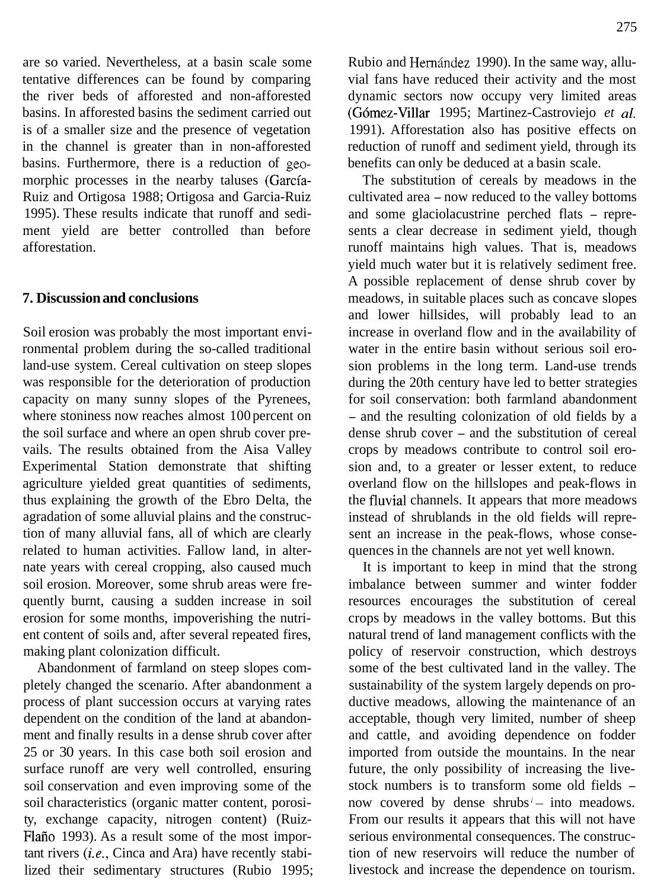are so varied. Nevertheless, at a basin scale some tentative differences can be found by comparing the river beds of afforested and non-afforested basins. In afforested basins the sediment carried out is of a smaller size and the presence of vegetation in the channel is greater than in non-afforested basins. Furthermore, there is a reduction of geomorphic processes in the nearby taluses (García-Ruiz and Ortigosa 1988; Ortigosa and Garcia-Ruiz 1995). These results indicate that runoff and sediment yield are better controlled than before afforestation.

## 7. Discussion and conclusions

Soil erosion was probably the most important environmental problem during the so-called traditional land-use system. Cereal cultivation on steep slopes was responsible for the deterioration of production capacity on many sunny slopes of the Pyrenees, where stoniness now reaches almost 100 percent on the soil surface and where an open shrub cover prevails. The results obtained from the Aisa Valley Experimental Station demonstrate that shifting agriculture yielded great quantities of sediments, thus explaining the growth of the Ebro Delta, the agradation of some alluvial plains and the construction of many alluvial fans, all of which are clearly related to human activities. Fallow land, in alternate years with cereal cropping, also caused much soil erosion. Moreover, some shrub areas were frequently burnt, causing a sudden increase in soil erosion for some months, impoverishing the nutrient content of soils and, after several repeated fires, making plant colonization difficult.

Abandonment of farmland on steep slopes completely changed the scenario. After abandonment a process of plant succession occurs at varying rates dependent on the condition of the land at abandonment and finally results in a dense shrub cover after 25 or 30 years. In this case both soil erosion and surface runoff are very well controlled, ensuring soil conservation and even improving some of the soil characteristics (organic matter content, porosity, exchange capacity, nitrogen content) (Ruiz-Flaño 1993). As a result some of the most important rivers (*i.e.*, Cinca and Ara) have recently stabilized their sedimentary structures (Rubio 1995; Rubio and Hernández 1990). In the same way, alluvial fans have reduced their activity and the most dynamic sectors now occupy very limited areas (Gómez-Villar 1995; Martinez-Castroviejo *et al.* 1991). Afforestation also has positive effects on reduction of runoff and sediment yield, through its benefits can only be deduced at a basin scale.

The substitution of cereals by meadows in the cultivated area – now reduced to the valley bottoms and some glaciolacustrine perched flats – represents a clear decrease in sediment yield, though runoff maintains high values. That is, meadows yield much water but it is relatively sediment free. A possible replacement of dense shrub cover by meadows, in suitable places such as concave slopes and lower hillsides, will probably lead to an increase in overland flow and in the availability of water in the entire basin without serious soil erosion problems in the long term. Land-use trends during the 20th century have led to better strategies for soil conservation: both farmland abandonment – and the resulting colonization of old fields by a dense shrub cover – and the substitution of cereal crops by meadows contribute to control soil erosion and, to a greater or lesser extent, to reduce overland flow on the hillslopes and peak-flows in the fluvial channels. It appears that more meadows instead of shrublands in the old fields will represent an increase in the peak-flows, whose consequences in the channels are not yet well known.

It is important to keep in mind that the strong imbalance between summer and winter fodder resources encourages the substitution of cereal crops by meadows in the valley bottoms. But this natural trend of land management conflicts with the policy of reservoir construction, which destroys some of the best cultivated land in the valley. The sustainability of the system largely depends on productive meadows, allowing the maintenance of an acceptable, though very limited, number of sheep and cattle, and avoiding dependence on fodder imported from outside the mountains. In the near future, the only possibility of increasing the livestock numbers is to transform some old fields – now covered by dense shrubs – into meadows. From our results it appears that this will not have serious environmental consequences. The construction of new reservoirs will reduce the number of livestock and increase the dependence on tourism.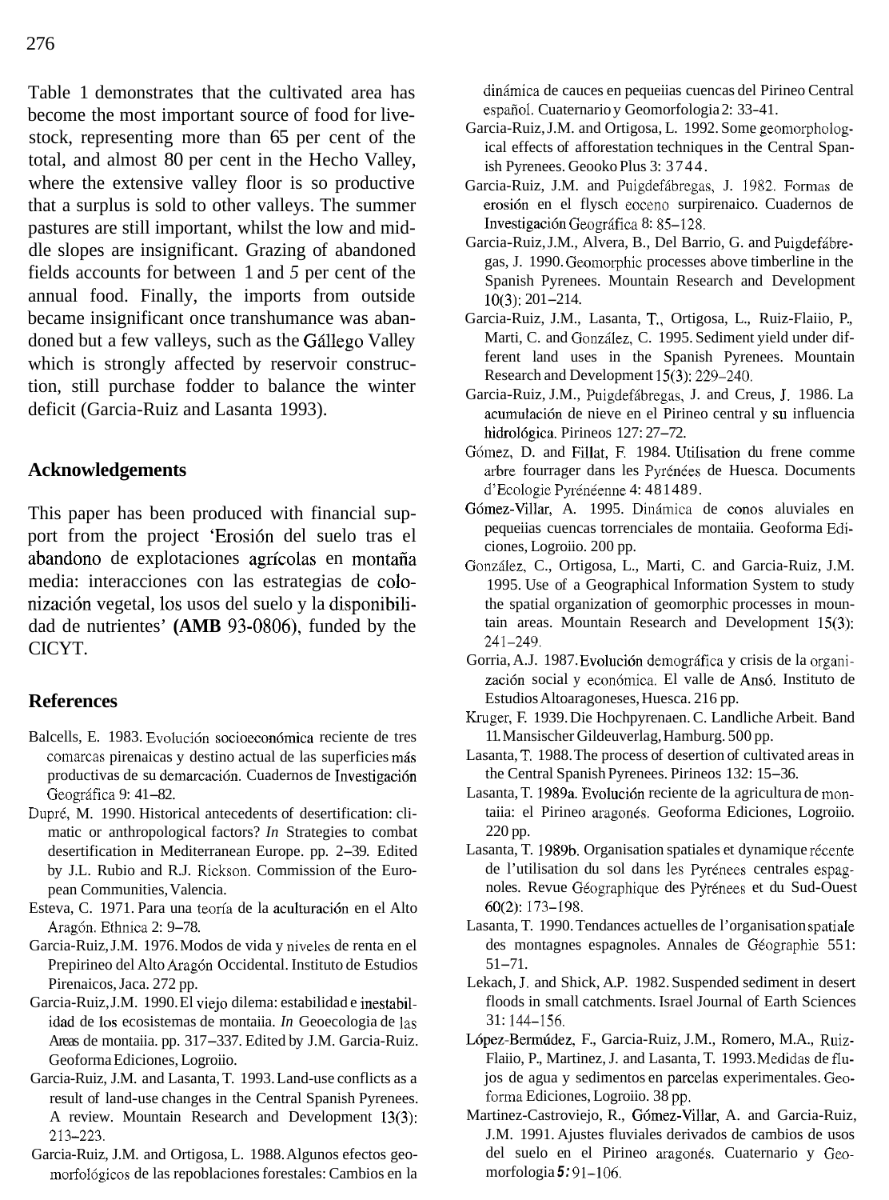Table 1 demonstrates that the cultivated area has become the most important source of food for livestock, representing more than 65 per cent of the total, and almost 80 per cent in the Hecho Valley, where the extensive valley floor is so productive that a surplus is sold to other valleys. The summer pastures are still important, whilst the low and middle slopes are insignificant. Grazing of abandoned fields accounts for between 1 and *5* per cent of the annual food. Finally, the imports from outside became insignificant once transhumance was abandoned but a few valleys, such as the Gállego Valley which is strongly affected by reservoir construction, still purchase fodder to balance the winter deficit (Garcia-Ruiz and Lasanta 1993).

## Acknowledgements

This paper has been produced with financial support from the project 'Erosión del suelo tras el abandono de explotaciones agrícolas en montaña media: interacciones con las estrategias de colonización vegetal, los usos del suelo y la disponibilidad de nutrientes' **(AMB 93-0806)**, funded by the CICYT.

## References

Balcells, E. 1983. Evolución socioeconómica reciente de tres comarcas pirenaicas y destino actual de las superficies más productivas de su demarcación. Cuadernos de Investigación Geográfica 9: 41–82.

Dupré, M. 1990. Historical antecedents of desertification: climatic or anthropological factors? *In* Strategies to combat desertification in Mediterranean Europe. pp. 2–39. Edited by J.L. Rubio and R.J. Rickson. Commission of the European Communities, Valencia.

Esteva, C. 1971. Para una teoría de la aculturación en el Alto Aragón. Ethnica 2: 9–78.

Garcia-Ruiz, J.M. 1976. Modos de vida y niveles de renta en el Prepirineo del Alto Aragón Occidental. Instituto de Estudios Pirenaicos, Jaca. 272 pp.

Garcia-Ruiz, J.M. 1990. El viejo dilema: estabilidad e inestabilidad de los ecosistemas de montaiia. *In* Geoecologia de las Areas de montaiia. pp. 317–337. Edited by J.M. Garcia-Ruiz. Geoforma Ediciones, Logroiio.

Garcia-Ruiz, J.M. and Lasanta, T. 1993. Land-use conflicts as a result of land-use changes in the Central Spanish Pyrenees. A review. Mountain Research and Development 13(3): 213–223.

Garcia-Ruiz, J.M. and Ortigosa, L. 1988. Algunos efectos geomorfológicos de las repoblaciones forestales: Cambios en la dinámica de cauces en pequeiias cuencas del Pirineo Central español. Cuaternario y Geomorfologia 2: 33–41.

Garcia-Ruiz, J.M. and Ortigosa, L. 1992. Some geomorphological effects of afforestation techniques in the Central Spanish Pyrenees. Geooko Plus 3: 3744.

Garcia-Ruiz, J.M. and Puigdefábregas, J. 1982. Formas de erosión en el flysch eoceno surpirenaico. Cuadernos de Investigación Geográfica 8: 85–128.

Garcia-Ruiz, J.M., Alvera, B., Del Barrio, G. and Puigdefábregas, J. 1990. Geomorphic processes above timberline in the Spanish Pyrenees. Mountain Research and Development 10(3): 201–214.

Garcia-Ruiz, J.M., Lasanta, T., Ortigosa, L., Ruiz-Flaiio, P., Marti, C. and González, C. 1995. Sediment yield under different land uses in the Spanish Pyrenees. Mountain Research and Development 15(3): 229–240.

Garcia-Ruiz, J.M., Puigdefábregas, J. and Creus, J. 1986. La acumulación de nieve en el Pirineo central y su influencia hidrológica. Pirineos 127: 27–72.

Gómez, D. and Fillat, F. 1984. Utilisation du frene comme arbre fourrager dans les Pyrénées de Huesca. Documents d'Ecologie Pyrénéenne 4: 481489.

Gómez-Villar, A. 1995. Dinámica de conos aluviales en pequeiias cuencas torrenciales de montaiia. Geoforma Ediciones, Logroiio. 200 pp.

González, C., Ortigosa, L., Marti, C. and Garcia-Ruiz, J.M. 1995. Use of a Geographical Information System to study the spatial organization of geomorphic processes in mountain areas. Mountain Research and Development 15(3): 241–249.

Gorria, A.J. 1987. Evolución demográfica y crisis de la organización social y económica. El valle de Ansó. Instituto de Estudios Altoaragoneses, Huesca. 216 pp.

Kruger, F. 1939. Die Hochpyrenaen. C. Landliche Arbeit. Band 11. Mansischer Gildeuverlag, Hamburg. 500 pp.

Lasanta, T. 1988. The process of desertion of cultivated areas in the Central Spanish Pyrenees. Pirineos 132: 15–36.

Lasanta, T. 1989a. Evolución reciente de la agricultura de montaiia: el Pirineo aragonés. Geoforma Ediciones, Logroiio. 220 pp.

Lasanta, T. 1989b. Organisation spatiales et dynamique récente de l'utilisation du sol dans les Pyrénees centrales espagnoles. Revue Géographique des Pyrénees et du Sud-Ouest 60(2): 173–198.

Lasanta, T. 1990. Tendances actuelles de l'organisation spatiale des montagnes espagnoles. Annales de Géographie 551: 51–71.

Lekach, J. and Shick, A.P. 1982. Suspended sediment in desert floods in small catchments. Israel Journal of Earth Sciences 31: 144–156.

López-Bermúdez, F., Garcia-Ruiz, J.M., Romero, M.A., Ruiz-Flaiio, P., Martinez, J. and Lasanta, T. 1993. Medidas de flujos de agua y sedimentos en parcelas experimentales. Geoforma Ediciones, Logroiio. 38 pp.

Martinez-Castroviejo, R., Gómez-Villar, A. and Garcia-Ruiz, J.M. 1991. Ajustes fluviales derivados de cambios de usos del suelo en el Pirineo aragonés. Cuaternario y Geomorfologia **5:** 91–106.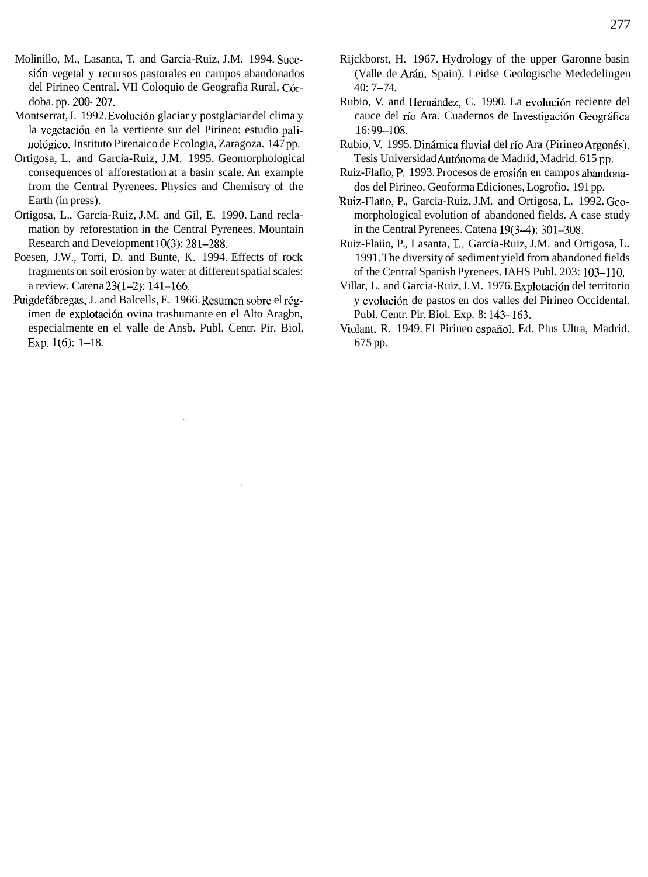Molinillo, M., Lasanta, T. and Garcia-Ruiz, J.M. 1994. Sucesión vegetal y recursos pastorales en campos abandonados del Pirineo Central. VII Coloquio de Geografia Rural, Córdoba. pp. 200–207.

Montserrat, J. 1992. Evolución glaciar y postglaciar del clima y la vegetación en la vertiente sur del Pirineo: estudio palinológico. Instituto Pirenaico de Ecologia, Zaragoza. 147 pp.

Ortigosa, L. and Garcia-Ruiz, J.M. 1995. Geomorphological consequences of afforestation at a basin scale. An example from the Central Pyrenees. Physics and Chemistry of the Earth (in press).

Ortigosa, L., Garcia-Ruiz, J.M. and Gil, E. 1990. Land reclamation by reforestation in the Central Pyrenees. Mountain Research and Development 10(3): 281–288.

Poesen, J.W., Torri, D. and Bunte, K. 1994. Effects of rock fragments on soil erosion by water at different spatial scales: a review. Catena 23(1–2): 141–166.

Puigdefábregas, J. and Balcells, E. 1966. Resumen sobre el régimen de explotación ovina trashumante en el Alto Aragbn, especialmente en el valle de Ansb. Publ. Centr. Pir. Biol. Exp. 1(6): 1–18.

Rijckborst, H. 1967. Hydrology of the upper Garonne basin (Valle de Arán, Spain). Leidse Geologische Mededelingen 40: 7–74.

Rubio, V. and Hernández, C. 1990. La evolución reciente del cauce del río Ara. Cuadernos de Investigación Geográfica 16: 99–108.

Rubio, V. 1995. Dinámica fluvial del río Ara (Pirineo Argonés). Tesis Universidad Autónoma de Madrid, Madrid. 615 pp.

Ruiz-Flafio, P. 1993. Procesos de erosión en campos abandonados del Pirineo. Geoforma Ediciones, Logrofio. 191 pp.

Ruiz-Flaño, P., Garcia-Ruiz, J.M. and Ortigosa, L. 1992. Geomorphological evolution of abandoned fields. A case study in the Central Pyrenees. Catena 19(3–4): 301–308.

Ruiz-Flaiio, P., Lasanta, T., Garcia-Ruiz, J.M. and Ortigosa, L. 1991. The diversity of sediment yield from abandoned fields of the Central Spanish Pyrenees. IAHS Publ. 203: 103–110.

Villar, L. and Garcia-Ruiz, J.M. 1976. Explotación del territorio y evolución de pastos en dos valles del Pirineo Occidental. Publ. Centr. Pir. Biol. Exp. 8: 143–163.

Violant, R. 1949. El Pirineo español. Ed. Plus Ultra, Madrid. 675 pp.